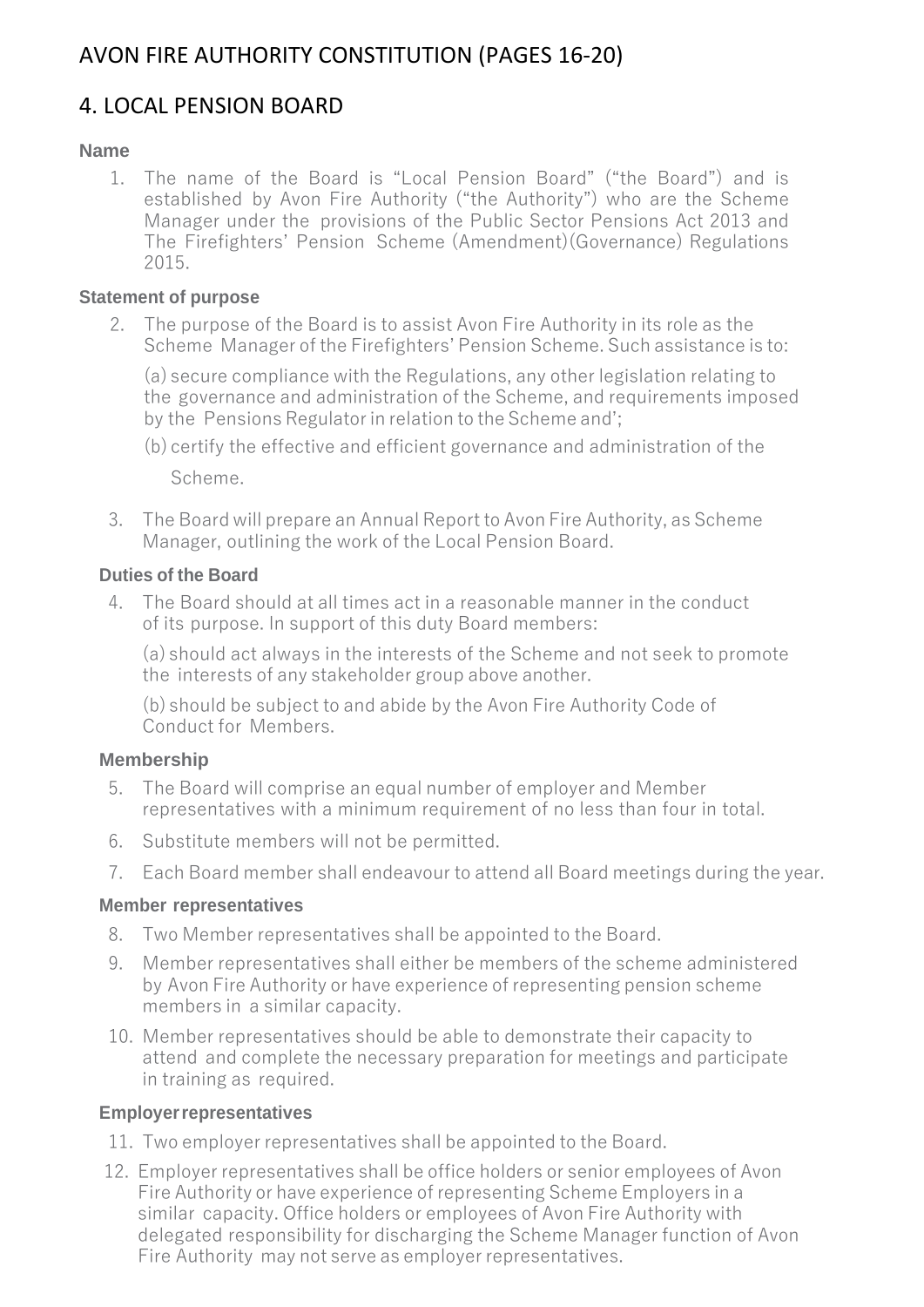# AVON FIRE AUTHORITY CONSTITUTION (PAGES 16-20)

## 4. LOCAL PENSION BOARD

### Name

1. The name of the Board is "Local Pension Board" ("the Board") and is established by Avon Fire Authority ("the Authority") who are the Scheme Manager under the provisions of the Public Sector Pensions Act 2013 and The Firefighters' Pension Scheme (Amendment)(Governance) Regulations 2015.

### Statement of purpose

2. The purpose of the Board is to assist Avon Fire Authority in its role as the Scheme Manager of the Firefighters' Pension Scheme. Such assistance is to:

   (a) secure compliance with the Regulations, any other legislation relating to the governance and administration of the Scheme, and requirements imposed by the Pensions Regulator in relation to the Scheme and';

   (b) certify the effective and efficient governance and administration of the Scheme.

3. The Board will prepare an Annual Report to Avon Fire Authority, as Scheme Manager, outlining the work of the Local Pension Board.

### Duties of the Board

4. The Board should at all times act in a reasonable manner in the conduct of its purpose. In support of this duty Board members:

   (a) should act always in the interests of the Scheme and not seek to promote the interests of any stakeholder group above another.

   (b) should be subject to and abide by the Avon Fire Authority Code of Conduct for Members.

### Membership

5. The Board will comprise an equal number of employer and Member representatives with a minimum requirement of no less than four in total.
6. Substitute members will not be permitted.
7. Each Board member shall endeavour to attend all Board meetings during the year.

### Member representatives

8. Two Member representatives shall be appointed to the Board.
9. Member representatives shall either be members of the scheme administered by Avon Fire Authority or have experience of representing pension scheme members in a similar capacity.
10. Member representatives should be able to demonstrate their capacity to attend and complete the necessary preparation for meetings and participate in training as required.

### Employer representatives

11. Two employer representatives shall be appointed to the Board.
12. Employer representatives shall be office holders or senior employees of Avon Fire Authority or have experience of representing Scheme Employers in a similar capacity. Office holders or employees of Avon Fire Authority with delegated responsibility for discharging the Scheme Manager function of Avon Fire Authority may not serve as employer representatives.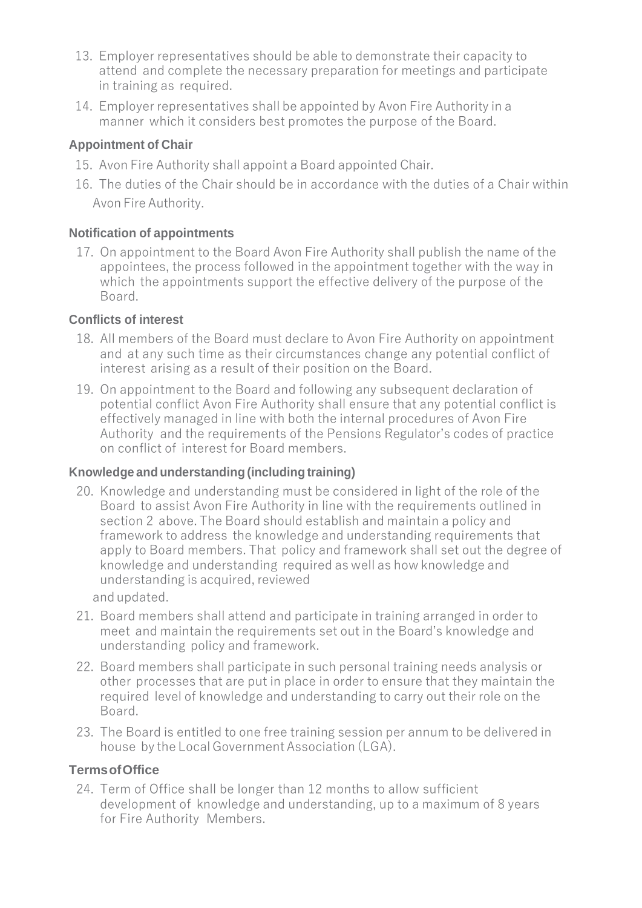13. Employer representatives should be able to demonstrate their capacity to attend and complete the necessary preparation for meetings and participate in training as required.
14. Employer representatives shall be appointed by Avon Fire Authority in a manner which it considers best promotes the purpose of the Board.

### Appointment of Chair

15. Avon Fire Authority shall appoint a Board appointed Chair.
16. The duties of the Chair should be in accordance with the duties of a Chair within Avon Fire Authority.

### Notification of appointments

17. On appointment to the Board Avon Fire Authority shall publish the name of the appointees, the process followed in the appointment together with the way in which the appointments support the effective delivery of the purpose of the Board.

### Conflicts of interest

18. All members of the Board must declare to Avon Fire Authority on appointment and at any such time as their circumstances change any potential conflict of interest arising as a result of their position on the Board.
19. On appointment to the Board and following any subsequent declaration of potential conflict Avon Fire Authority shall ensure that any potential conflict is effectively managed in line with both the internal procedures of Avon Fire Authority and the requirements of the Pensions Regulator's codes of practice on conflict of interest for Board members.

### Knowledge and understanding (including training)

20. Knowledge and understanding must be considered in light of the role of the Board to assist Avon Fire Authority in line with the requirements outlined in section 2 above. The Board should establish and maintain a policy and framework to address the knowledge and understanding requirements that apply to Board members. That policy and framework shall set out the degree of knowledge and understanding required as well as how knowledge and understanding is acquired, reviewed and updated.
21. Board members shall attend and participate in training arranged in order to meet and maintain the requirements set out in the Board's knowledge and understanding policy and framework.
22. Board members shall participate in such personal training needs analysis or other processes that are put in place in order to ensure that they maintain the required level of knowledge and understanding to carry out their role on the Board.
23. The Board is entitled to one free training session per annum to be delivered in house by the Local Government Association (LGA).

### Terms of Office

24. Term of Office shall be longer than 12 months to allow sufficient development of knowledge and understanding, up to a maximum of 8 years for Fire Authority Members.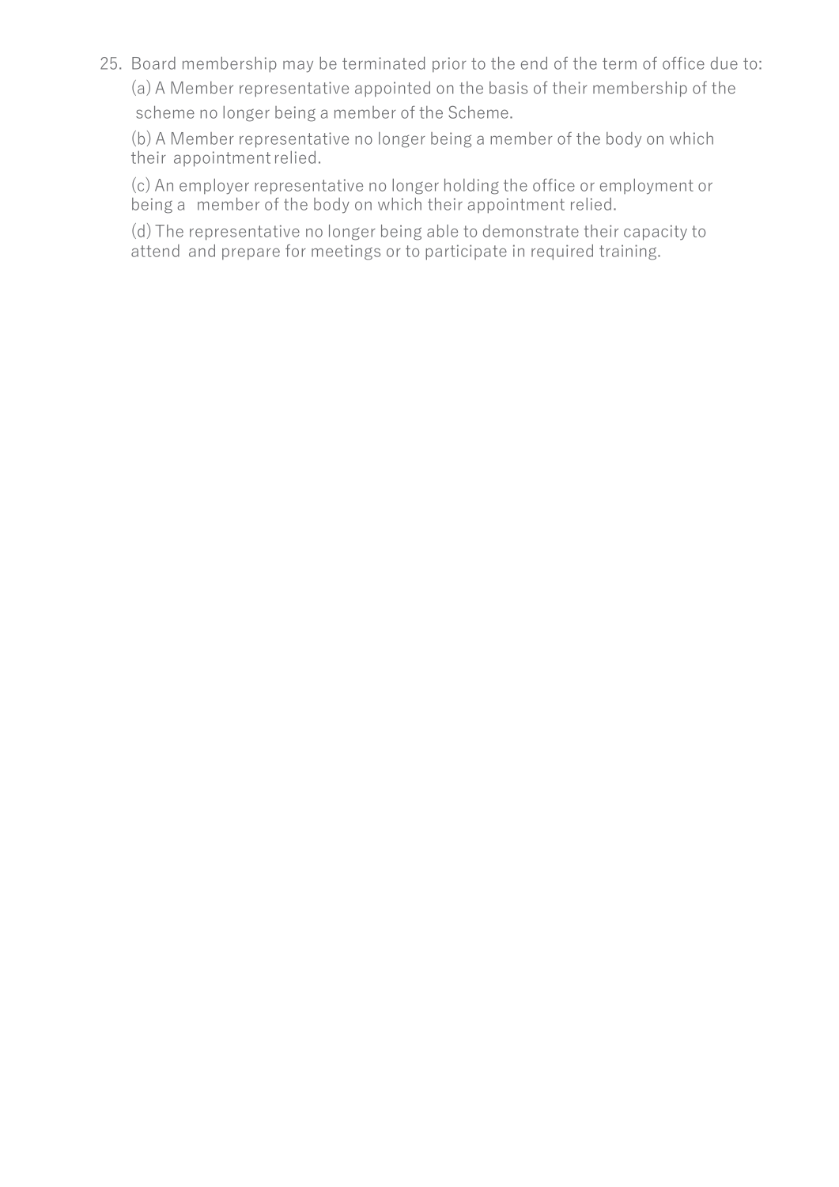25. Board membership may be terminated prior to the end of the term of office due to:

    (a) A Member representative appointed on the basis of their membership of the scheme no longer being a member of the Scheme.

    (b) A Member representative no longer being a member of the body on which their appointment relied.

    (c) An employer representative no longer holding the office or employment or being a member of the body on which their appointment relied.

    (d) The representative no longer being able to demonstrate their capacity to attend and prepare for meetings or to participate in required training.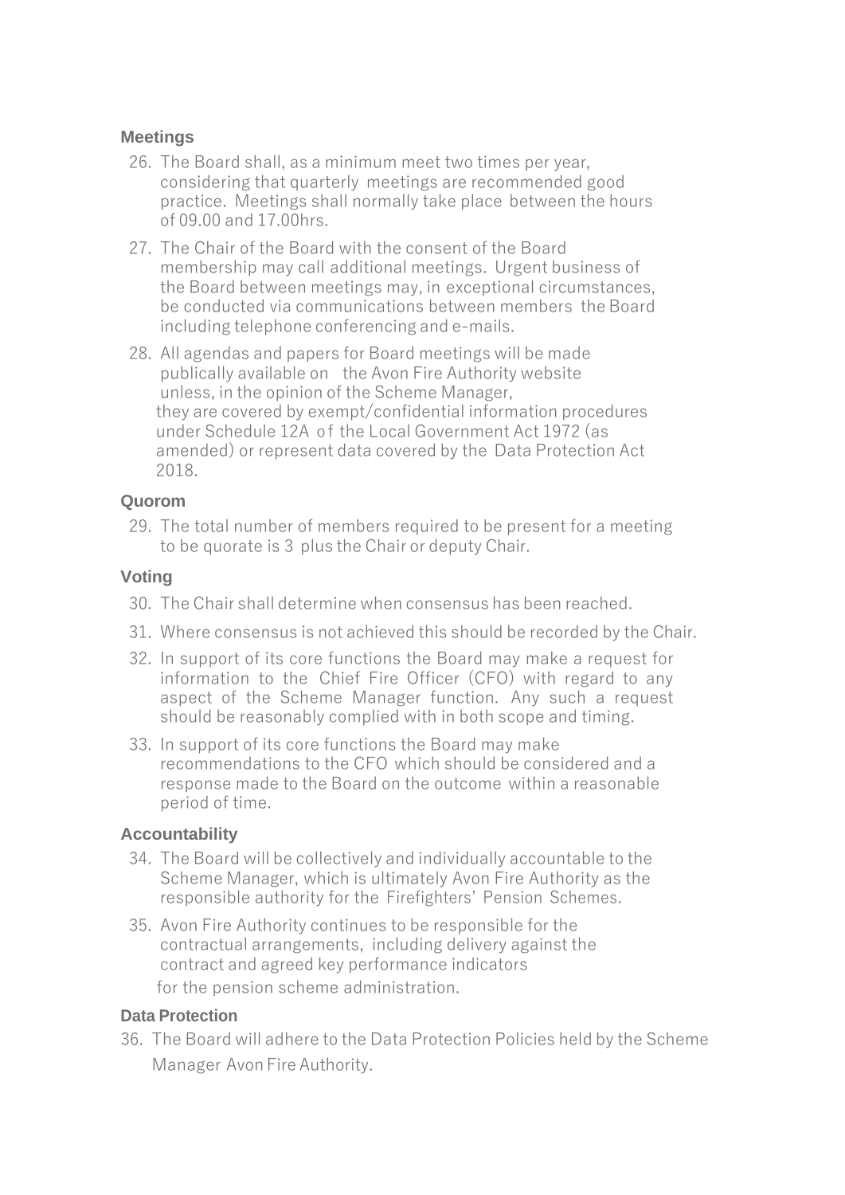## Meetings

26. The Board shall, as a minimum meet two times per year, considering that quarterly meetings are recommended good practice. Meetings shall normally take place between the hours of 09.00 and 17.00hrs.
27. The Chair of the Board with the consent of the Board membership may call additional meetings. Urgent business of the Board between meetings may, in exceptional circumstances, be conducted via communications between members the Board including telephone conferencing and e-mails.
28. All agendas and papers for Board meetings will be made publically available on the Avon Fire Authority website unless, in the opinion of the Scheme Manager, they are covered by exempt/confidential information procedures under Schedule 12A of the Local Government Act 1972 (as amended) or represent data covered by the Data Protection Act 2018.

## Quorom

29. The total number of members required to be present for a meeting to be quorate is 3 plus the Chair or deputy Chair.

## Voting

30. The Chair shall determine when consensus has been reached.
31. Where consensus is not achieved this should be recorded by the Chair.
32. In support of its core functions the Board may make a request for information to the Chief Fire Officer (CFO) with regard to any aspect of the Scheme Manager function. Any such a request should be reasonably complied with in both scope and timing.
33. In support of its core functions the Board may make recommendations to the CFO which should be considered and a response made to the Board on the outcome within a reasonable period of time.

## Accountability

34. The Board will be collectively and individually accountable to the Scheme Manager, which is ultimately Avon Fire Authority as the responsible authority for the Firefighters' Pension Schemes.
35. Avon Fire Authority continues to be responsible for the contractual arrangements, including delivery against the contract and agreed key performance indicators for the pension scheme administration.

## Data Protection

36. The Board will adhere to the Data Protection Policies held by the Scheme Manager Avon Fire Authority.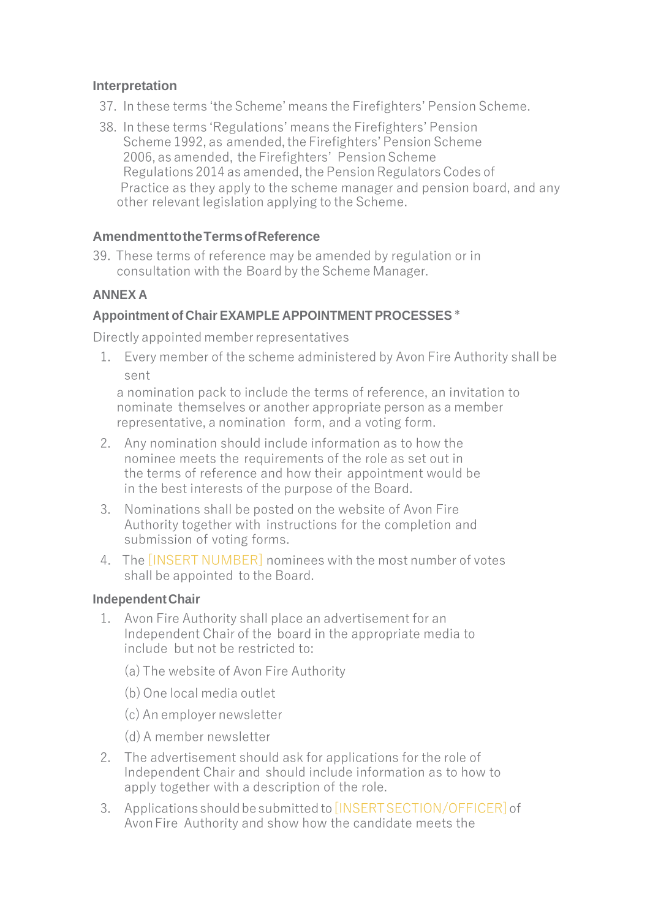### Interpretation

37. In these terms 'the Scheme' means the Firefighters' Pension Scheme.
38. In these terms 'Regulations' means the Firefighters' Pension Scheme 1992, as amended, the Firefighters' Pension Scheme 2006, as amended, the Firefighters' Pension Scheme Regulations 2014 as amended, the Pension Regulators Codes of Practice as they apply to the scheme manager and pension board, and any other relevant legislation applying to the Scheme.

### Amendment to the Terms of Reference

39. These terms of reference may be amended by regulation or in consultation with the Board by the Scheme Manager.

### ANNEX A

### Appointment of Chair EXAMPLE APPOINTMENT PROCESSES *

Directly appointed member representatives

1. Every member of the scheme administered by Avon Fire Authority shall be sent a nomination pack to include the terms of reference, an invitation to nominate themselves or another appropriate person as a member representative, a nomination form, and a voting form.
2. Any nomination should include information as to how the nominee meets the requirements of the role as set out in the terms of reference and how their appointment would be in the best interests of the purpose of the Board.
3. Nominations shall be posted on the website of Avon Fire Authority together with instructions for the completion and submission of voting forms.
4. The [INSERT NUMBER] nominees with the most number of votes shall be appointed to the Board.

### Independent Chair

1. Avon Fire Authority shall place an advertisement for an Independent Chair of the board in the appropriate media to include but not be restricted to:

   (a) The website of Avon Fire Authority

   (b) One local media outlet

   (c) An employer newsletter

   (d) A member newsletter

2. The advertisement should ask for applications for the role of Independent Chair and should include information as to how to apply together with a description of the role.
3. Applications should be submitted to [INSERT SECTION/OFFICER] of Avon Fire Authority and show how the candidate meets the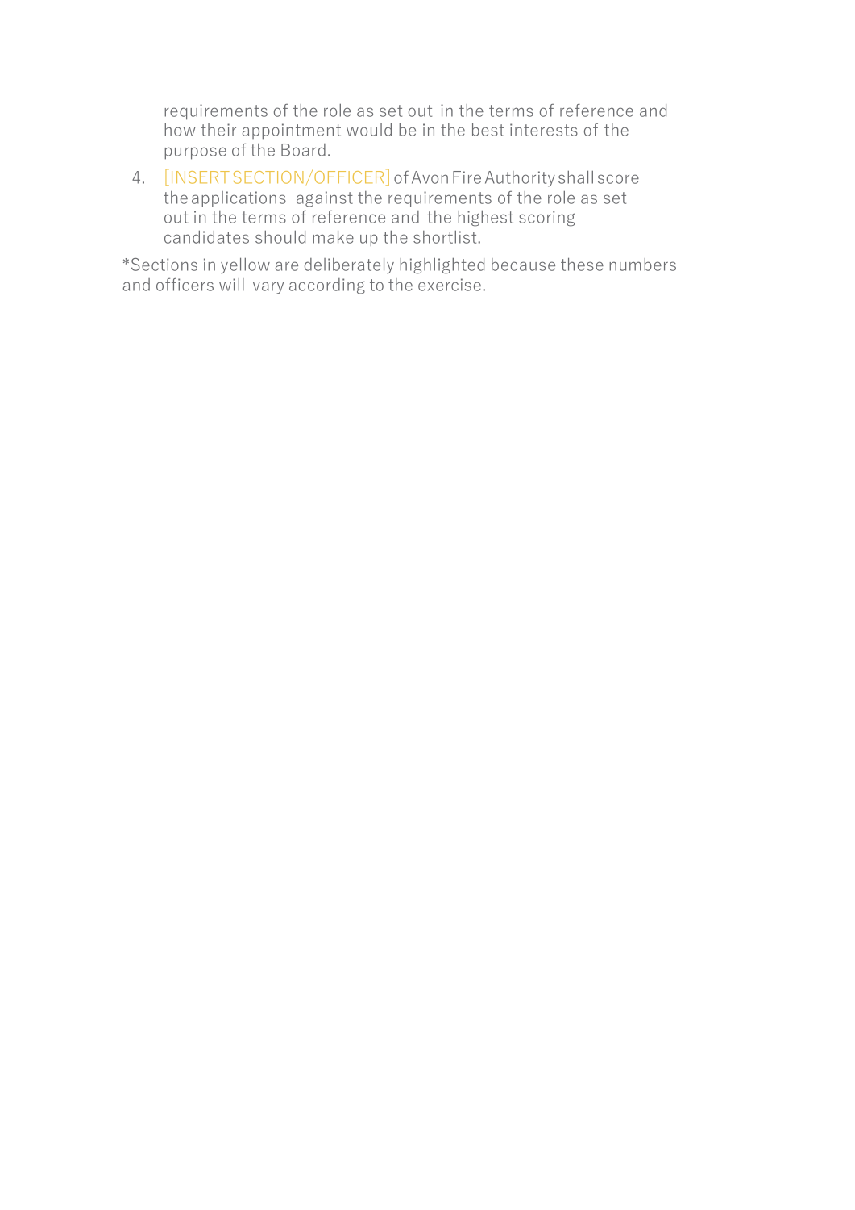requirements of the role as set out in the terms of reference and how their appointment would be in the best interests of the purpose of the Board.

4. [INSERT SECTION/OFFICER] of Avon Fire Authority shall score the applications against the requirements of the role as set out in the terms of reference and the highest scoring candidates should make up the shortlist.

*Sections in yellow are deliberately highlighted because these numbers and officers will vary according to the exercise.